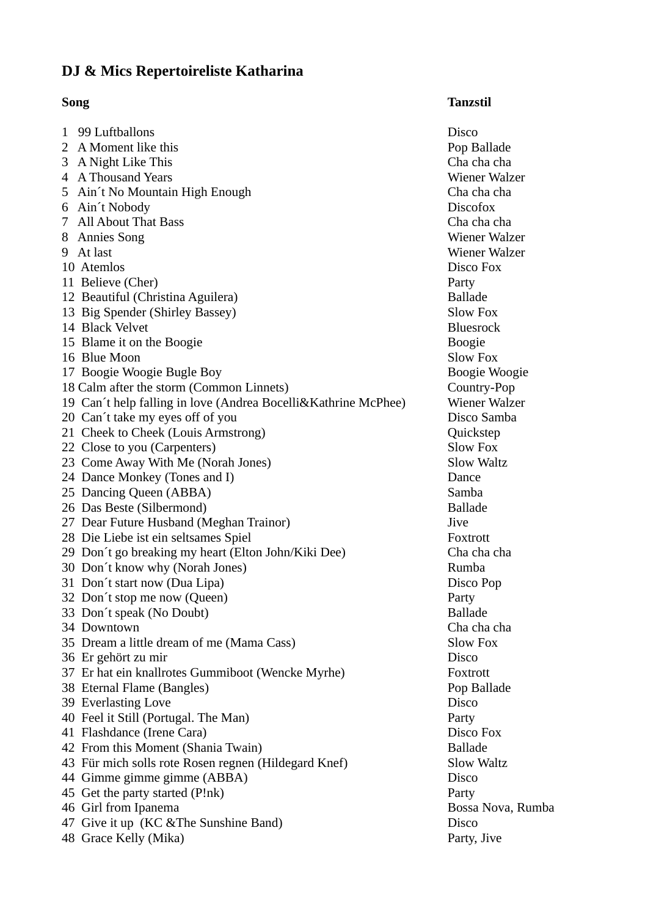**DJ & Mics Repertoireliste Katharina**

| Song | Tanzstil |
|---|---|
| 1 99 Luftballons | Disco |
| 2 A Moment like this | Pop Ballade |
| 3 A Night Like This | Cha cha cha |
| 4 A Thousand Years | Wiener Walzer |
| 5 Ain´t No Mountain High Enough | Cha cha cha |
| 6 Ain´t Nobody | Discofox |
| 7 All About That Bass | Cha cha cha |
| 8 Annies Song | Wiener Walzer |
| 9 At last | Wiener Walzer |
| 10 Atemlos | Disco Fox |
| 11 Believe (Cher) | Party |
| 12 Beautiful (Christina Aguilera) | Ballade |
| 13 Big Spender (Shirley Bassey) | Slow Fox |
| 14 Black Velvet | Bluesrock |
| 15 Blame it on the Boogie | Boogie |
| 16 Blue Moon | Slow Fox |
| 17 Boogie Woogie Bugle Boy | Boogie Woogie |
| 18 Calm after the storm (Common Linnets) | Country-Pop |
| 19 Can´t help falling in love (Andrea Bocelli&Kathrine McPhee) | Wiener Walzer |
| 20 Can´t take my eyes off of you | Disco Samba |
| 21 Cheek to Cheek (Louis Armstrong) | Quickstep |
| 22 Close to you (Carpenters) | Slow Fox |
| 23 Come Away With Me (Norah Jones) | Slow Waltz |
| 24 Dance Monkey (Tones and I) | Dance |
| 25 Dancing Queen (ABBA) | Samba |
| 26 Das Beste (Silbermond) | Ballade |
| 27 Dear Future Husband (Meghan Trainor) | Jive |
| 28 Die Liebe ist ein seltsames Spiel | Foxtrott |
| 29 Don´t go breaking my heart (Elton John/Kiki Dee) | Cha cha cha |
| 30 Don´t know why (Norah Jones) | Rumba |
| 31 Don´t start now (Dua Lipa) | Disco Pop |
| 32 Don´t stop me now (Queen) | Party |
| 33 Don´t speak (No Doubt) | Ballade |
| 34 Downtown | Cha cha cha |
| 35 Dream a little dream of me (Mama Cass) | Slow Fox |
| 36 Er gehört zu mir | Disco |
| 37 Er hat ein knallrotes Gummiboot (Wencke Myrhe) | Foxtrott |
| 38 Eternal Flame (Bangles) | Pop Ballade |
| 39 Everlasting Love | Disco |
| 40 Feel it Still (Portugal. The Man) | Party |
| 41 Flashdance (Irene Cara) | Disco Fox |
| 42 From this Moment (Shania Twain) | Ballade |
| 43 Für mich solls rote Rosen regnen (Hildegard Knef) | Slow Waltz |
| 44 Gimme gimme gimme (ABBA) | Disco |
| 45 Get the party started (P!nk) | Party |
| 46 Girl from Ipanema | Bossa Nova, Rumba |
| 47 Give it up (KC &The Sunshine Band) | Disco |
| 48 Grace Kelly (Mika) | Party, Jive |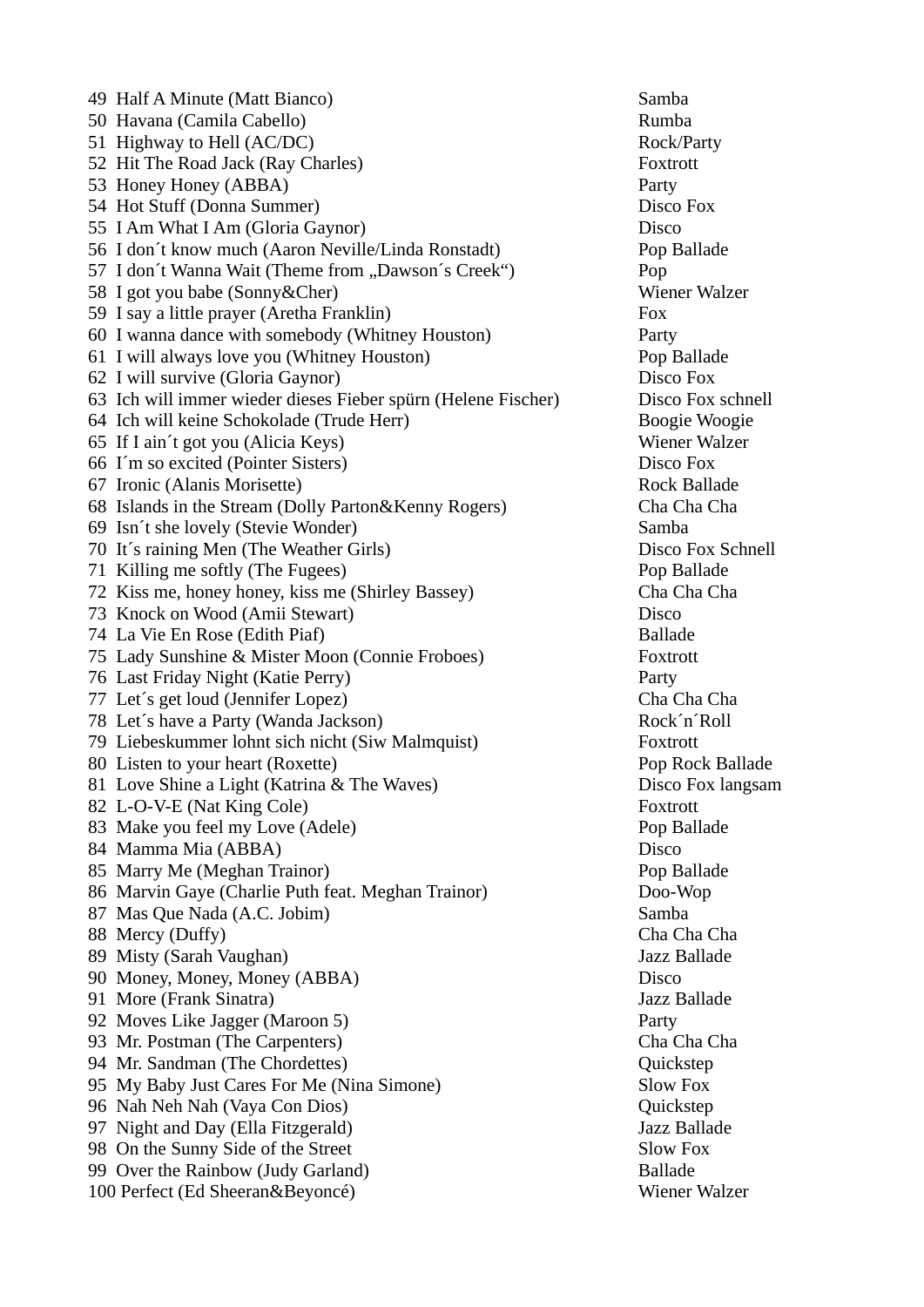| | | |
|---|---|---|
| 49 | Half A Minute (Matt Bianco) | Samba |
| 50 | Havana (Camila Cabello) | Rumba |
| 51 | Highway to Hell (AC/DC) | Rock/Party |
| 52 | Hit The Road Jack (Ray Charles) | Foxtrott |
| 53 | Honey Honey (ABBA) | Party |
| 54 | Hot Stuff (Donna Summer) | Disco Fox |
| 55 | I Am What I Am (Gloria Gaynor) | Disco |
| 56 | I don´t know much (Aaron Neville/Linda Ronstadt) | Pop Ballade |
| 57 | I don´t Wanna Wait (Theme from „Dawson´s Creek“) | Pop |
| 58 | I got you babe (Sonny&Cher) | Wiener Walzer |
| 59 | I say a little prayer (Aretha Franklin) | Fox |
| 60 | I wanna dance with somebody (Whitney Houston) | Party |
| 61 | I will always love you (Whitney Houston) | Pop Ballade |
| 62 | I will survive (Gloria Gaynor) | Disco Fox |
| 63 | Ich will immer wieder dieses Fieber spürn (Helene Fischer) | Disco Fox schnell |
| 64 | Ich will keine Schokolade (Trude Herr) | Boogie Woogie |
| 65 | If I ain´t got you (Alicia Keys) | Wiener Walzer |
| 66 | I´m so excited (Pointer Sisters) | Disco Fox |
| 67 | Ironic (Alanis Morisette) | Rock Ballade |
| 68 | Islands in the Stream (Dolly Parton&Kenny Rogers) | Cha Cha Cha |
| 69 | Isn´t she lovely (Stevie Wonder) | Samba |
| 70 | It´s raining Men (The Weather Girls) | Disco Fox Schnell |
| 71 | Killing me softly (The Fugees) | Pop Ballade |
| 72 | Kiss me, honey honey, kiss me (Shirley Bassey) | Cha Cha Cha |
| 73 | Knock on Wood (Amii Stewart) | Disco |
| 74 | La Vie En Rose (Edith Piaf) | Ballade |
| 75 | Lady Sunshine & Mister Moon (Connie Froboes) | Foxtrott |
| 76 | Last Friday Night (Katie Perry) | Party |
| 77 | Let´s get loud (Jennifer Lopez) | Cha Cha Cha |
| 78 | Let´s have a Party (Wanda Jackson) | Rock´n´Roll |
| 79 | Liebeskummer lohnt sich nicht (Siw Malmquist) | Foxtrott |
| 80 | Listen to your heart (Roxette) | Pop Rock Ballade |
| 81 | Love Shine a Light (Katrina & The Waves) | Disco Fox langsam |
| 82 | L-O-V-E (Nat King Cole) | Foxtrott |
| 83 | Make you feel my Love (Adele) | Pop Ballade |
| 84 | Mamma Mia (ABBA) | Disco |
| 85 | Marry Me (Meghan Trainor) | Pop Ballade |
| 86 | Marvin Gaye (Charlie Puth feat. Meghan Trainor) | Doo-Wop |
| 87 | Mas Que Nada (A.C. Jobim) | Samba |
| 88 | Mercy (Duffy) | Cha Cha Cha |
| 89 | Misty (Sarah Vaughan) | Jazz Ballade |
| 90 | Money, Money, Money (ABBA) | Disco |
| 91 | More (Frank Sinatra) | Jazz Ballade |
| 92 | Moves Like Jagger (Maroon 5) | Party |
| 93 | Mr. Postman (The Carpenters) | Cha Cha Cha |
| 94 | Mr. Sandman (The Chordettes) | Quickstep |
| 95 | My Baby Just Cares For Me (Nina Simone) | Slow Fox |
| 96 | Nah Neh Nah (Vaya Con Dios) | Quickstep |
| 97 | Night and Day (Ella Fitzgerald) | Jazz Ballade |
| 98 | On the Sunny Side of the Street | Slow Fox |
| 99 | Over the Rainbow (Judy Garland) | Ballade |
| 100 | Perfect (Ed Sheeran&Beyoncé) | Wiener Walzer |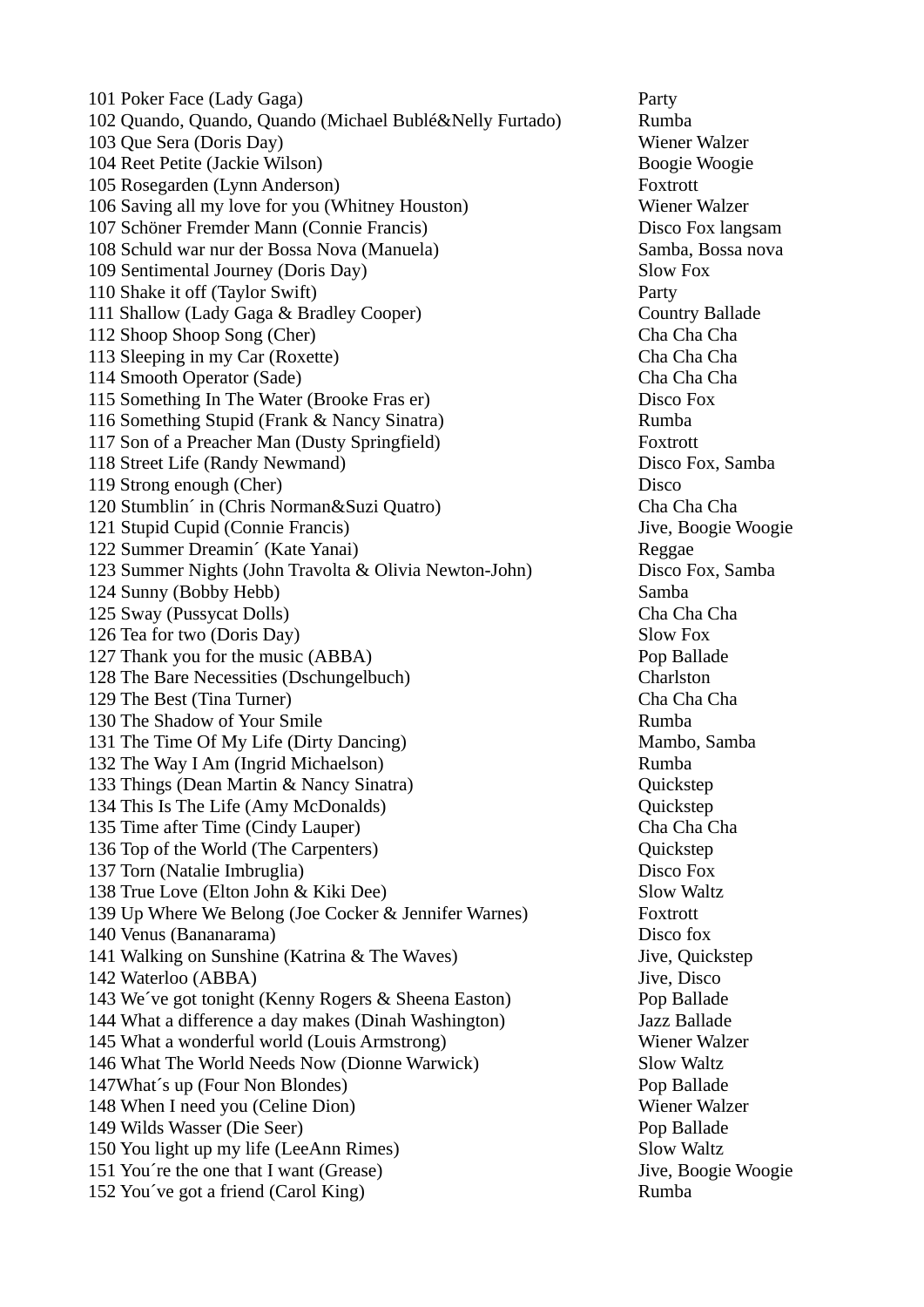| | |
|---|---|
| 101 Poker Face (Lady Gaga) | Party |
| 102 Quando, Quando, Quando (Michael Bublé&Nelly Furtado) | Rumba |
| 103 Que Sera (Doris Day) | Wiener Walzer |
| 104 Reet Petite (Jackie Wilson) | Boogie Woogie |
| 105 Rosegarden (Lynn Anderson) | Foxtrott |
| 106 Saving all my love for you (Whitney Houston) | Wiener Walzer |
| 107 Schöner Fremder Mann (Connie Francis) | Disco Fox langsam |
| 108 Schuld war nur der Bossa Nova (Manuela) | Samba, Bossa nova |
| 109 Sentimental Journey (Doris Day) | Slow Fox |
| 110 Shake it off (Taylor Swift) | Party |
| 111 Shallow (Lady Gaga & Bradley Cooper) | Country Ballade |
| 112 Shoop Shoop Song (Cher) | Cha Cha Cha |
| 113 Sleeping in my Car (Roxette) | Cha Cha Cha |
| 114 Smooth Operator (Sade) | Cha Cha Cha |
| 115 Something In The Water (Brooke Fras er) | Disco Fox |
| 116 Something Stupid (Frank & Nancy Sinatra) | Rumba |
| 117 Son of a Preacher Man (Dusty Springfield) | Foxtrott |
| 118 Street Life (Randy Newmand) | Disco Fox, Samba |
| 119 Strong enough (Cher) | Disco |
| 120 Stumblin´ in (Chris Norman&Suzi Quatro) | Cha Cha Cha |
| 121 Stupid Cupid (Connie Francis) | Jive, Boogie Woogie |
| 122 Summer Dreamin´ (Kate Yanai) | Reggae |
| 123 Summer Nights (John Travolta & Olivia Newton-John) | Disco Fox, Samba |
| 124 Sunny (Bobby Hebb) | Samba |
| 125 Sway (Pussycat Dolls) | Cha Cha Cha |
| 126 Tea for two (Doris Day) | Slow Fox |
| 127 Thank you for the music (ABBA) | Pop Ballade |
| 128 The Bare Necessities (Dschungelbuch) | Charlston |
| 129 The Best (Tina Turner) | Cha Cha Cha |
| 130 The Shadow of Your Smile | Rumba |
| 131 The Time Of My Life (Dirty Dancing) | Mambo, Samba |
| 132 The Way I Am (Ingrid Michaelson) | Rumba |
| 133 Things (Dean Martin & Nancy Sinatra) | Quickstep |
| 134 This Is The Life (Amy McDonalds) | Quickstep |
| 135 Time after Time (Cindy Lauper) | Cha Cha Cha |
| 136 Top of the World (The Carpenters) | Quickstep |
| 137 Torn (Natalie Imbruglia) | Disco Fox |
| 138 True Love (Elton John & Kiki Dee) | Slow Waltz |
| 139 Up Where We Belong (Joe Cocker & Jennifer Warnes) | Foxtrott |
| 140 Venus (Bananarama) | Disco fox |
| 141 Walking on Sunshine (Katrina & The Waves) | Jive, Quickstep |
| 142 Waterloo (ABBA) | Jive, Disco |
| 143 We´ve got tonight (Kenny Rogers & Sheena Easton) | Pop Ballade |
| 144 What a difference a day makes (Dinah Washington) | Jazz Ballade |
| 145 What a wonderful world (Louis Armstrong) | Wiener Walzer |
| 146 What The World Needs Now (Dionne Warwick) | Slow Waltz |
| 147What´s up (Four Non Blondes) | Pop Ballade |
| 148 When I need you (Celine Dion) | Wiener Walzer |
| 149 Wilds Wasser (Die Seer) | Pop Ballade |
| 150 You light up my life (LeeAnn Rimes) | Slow Waltz |
| 151 You´re the one that I want (Grease) | Jive, Boogie Woogie |
| 152 You´ve got a friend (Carol King) | Rumba |